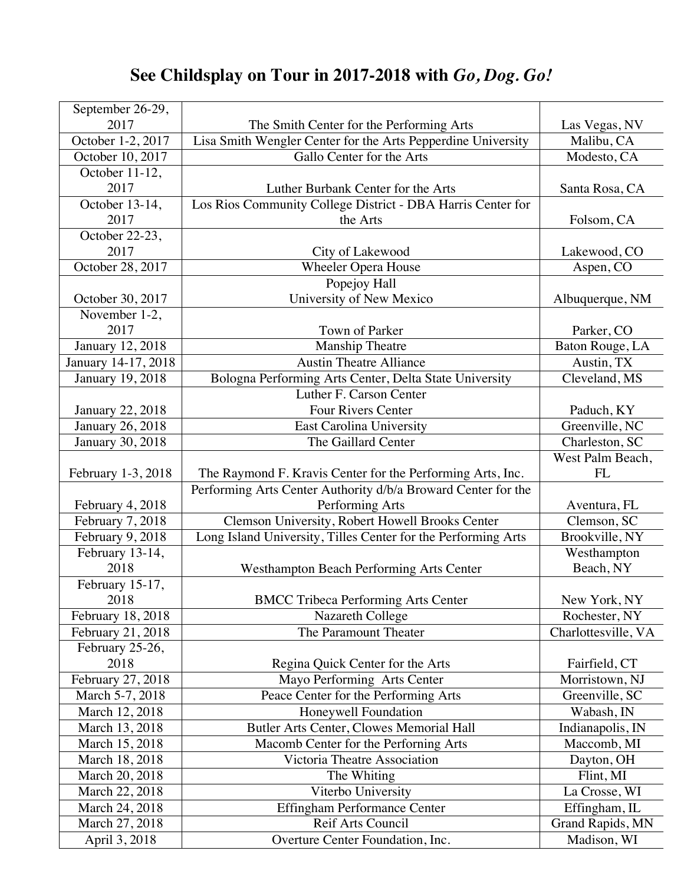# See Childsplay on Tour in 2017-2018 with *Go, Dog. Go!*

| Date | Venue | Location |
|---|---|---|
| September 26-29, 2017 | The Smith Center for the Performing Arts | Las Vegas, NV |
| October 1-2, 2017 | Lisa Smith Wengler Center for the Arts Pepperdine University | Malibu, CA |
| October 10, 2017 | Gallo Center for the Arts | Modesto, CA |
| October 11-12, 2017 | Luther Burbank Center for the Arts | Santa Rosa, CA |
| October 13-14, 2017 | Los Rios Community College District - DBA Harris Center for the Arts | Folsom, CA |
| October 22-23, 2017 | City of Lakewood | Lakewood, CO |
| October 28, 2017 | Wheeler Opera House | Aspen, CO |
| October 30, 2017 | Popejoy Hall University of New Mexico | Albuquerque, NM |
| November 1-2, 2017 | Town of Parker | Parker, CO |
| January 12, 2018 | Manship Theatre | Baton Rouge, LA |
| January 14-17, 2018 | Austin Theatre Alliance | Austin, TX |
| January 19, 2018 | Bologna Performing Arts Center, Delta State University | Cleveland, MS |
| January 22, 2018 | Luther F. Carson Center Four Rivers Center | Paduch, KY |
| January 26, 2018 | East Carolina University | Greenville, NC |
| January 30, 2018 | The Gaillard Center | Charleston, SC |
| February 1-3, 2018 | The Raymond F. Kravis Center for the Performing Arts, Inc. | West Palm Beach, FL |
| February 4, 2018 | Performing Arts Center Authority d/b/a Broward Center for the Performing Arts | Aventura, FL |
| February 7, 2018 | Clemson University, Robert Howell Brooks Center | Clemson, SC |
| February 9, 2018 | Long Island University, Tilles Center for the Performing Arts | Brookville, NY |
| February 13-14, 2018 | Westhampton Beach Performing Arts Center | Westhampton Beach, NY |
| February 15-17, 2018 | BMCC Tribeca Performing Arts Center | New York, NY |
| February 18, 2018 | Nazareth College | Rochester, NY |
| February 21, 2018 | The Paramount Theater | Charlottesville, VA |
| February 25-26, 2018 | Regina Quick Center for the Arts | Fairfield, CT |
| February 27, 2018 | Mayo Performing Arts Center | Morristown, NJ |
| March 5-7, 2018 | Peace Center for the Performing Arts | Greenville, SC |
| March 12, 2018 | Honeywell Foundation | Wabash, IN |
| March 13, 2018 | Butler Arts Center, Clowes Memorial Hall | Indianapolis, IN |
| March 15, 2018 | Macomb Center for the Perforning Arts | Maccomb, MI |
| March 18, 2018 | Victoria Theatre Association | Dayton, OH |
| March 20, 2018 | The Whiting | Flint, MI |
| March 22, 2018 | Viterbo University | La Crosse, WI |
| March 24, 2018 | Effingham Performance Center | Effingham, IL |
| March 27, 2018 | Reif Arts Council | Grand Rapids, MN |
| April 3, 2018 | Overture Center Foundation, Inc. | Madison, WI |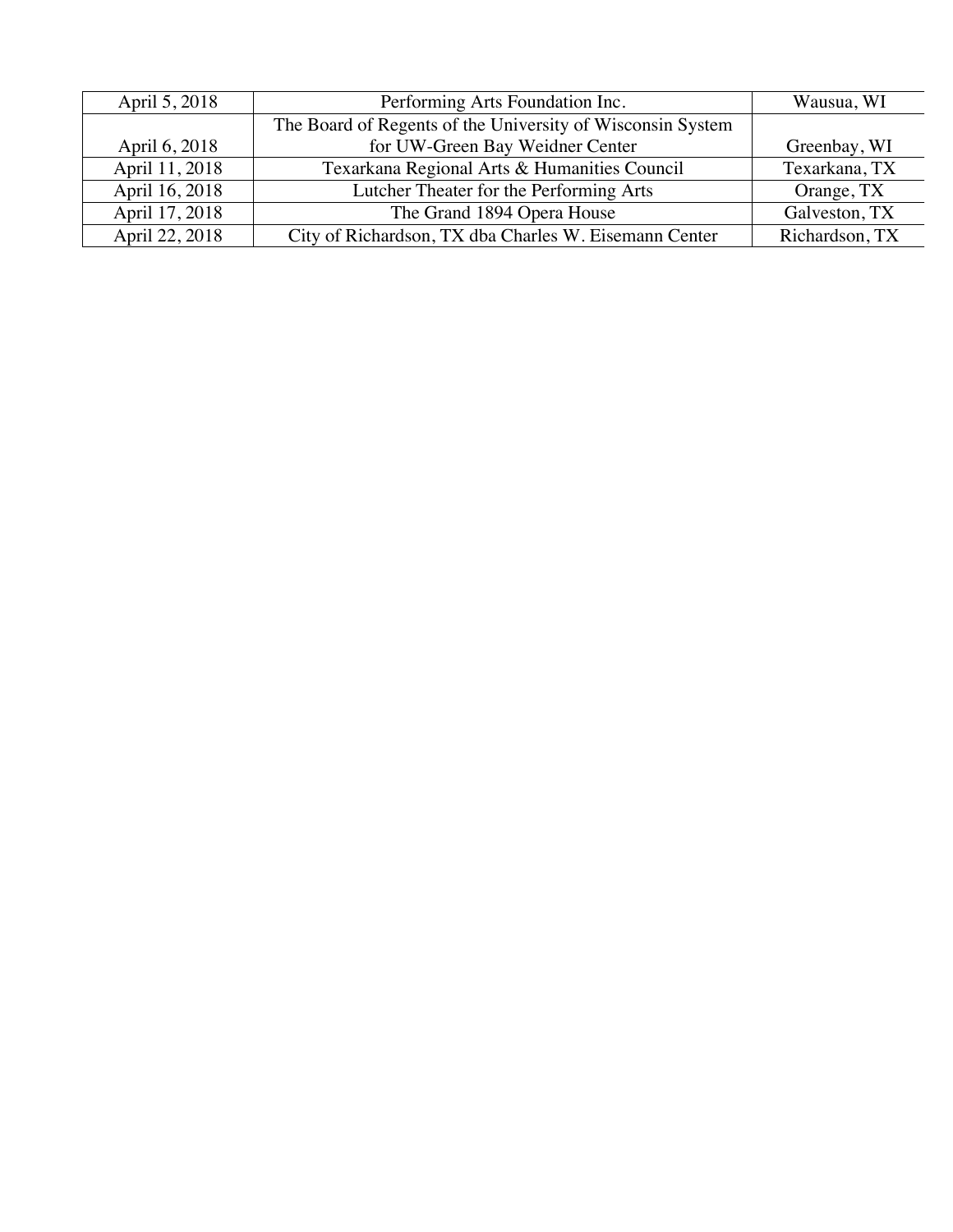| | | |
|---|---|---|
| April 5, 2018 | Performing Arts Foundation Inc. | Wausua, WI |
| April 6, 2018 | The Board of Regents of the University of Wisconsin System for UW-Green Bay Weidner Center | Greenbay, WI |
| April 11, 2018 | Texarkana Regional Arts & Humanities Council | Texarkana, TX |
| April 16, 2018 | Lutcher Theater for the Performing Arts | Orange, TX |
| April 17, 2018 | The Grand 1894 Opera House | Galveston, TX |
| April 22, 2018 | City of Richardson, TX dba Charles W. Eisemann Center | Richardson, TX |